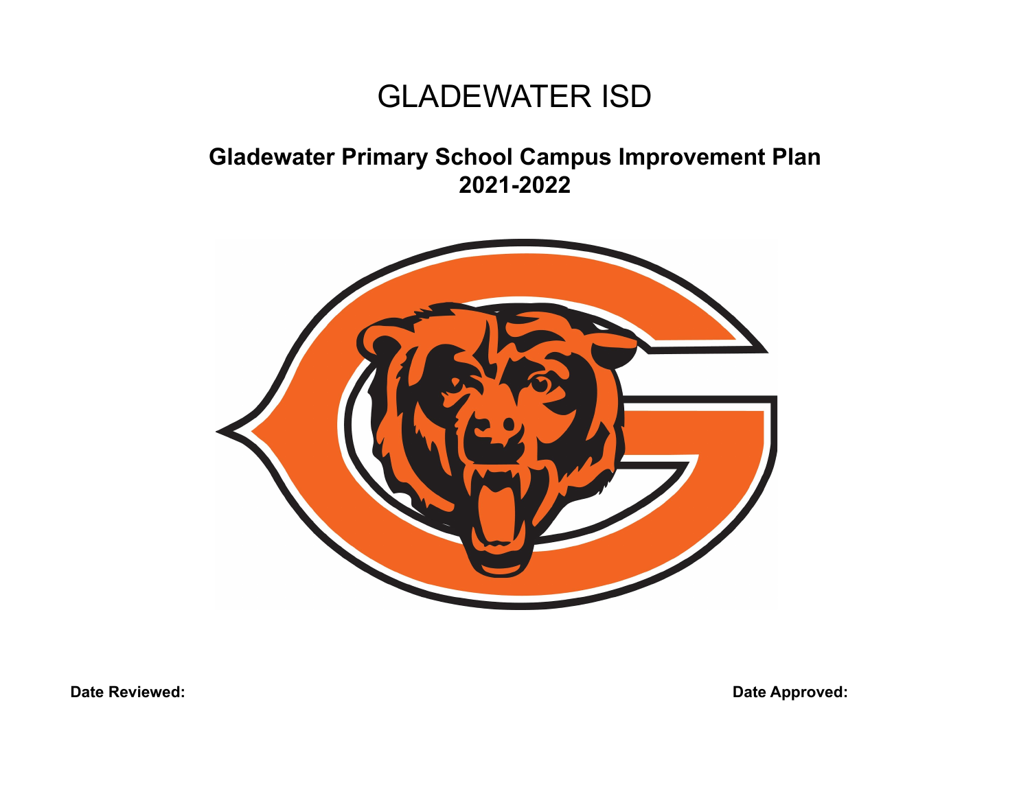# GLADEWATER ISD

## Gladewater Primary School Campus Improvement Plan
## 2021-2022

**Date Reviewed:**

**Date Approved:**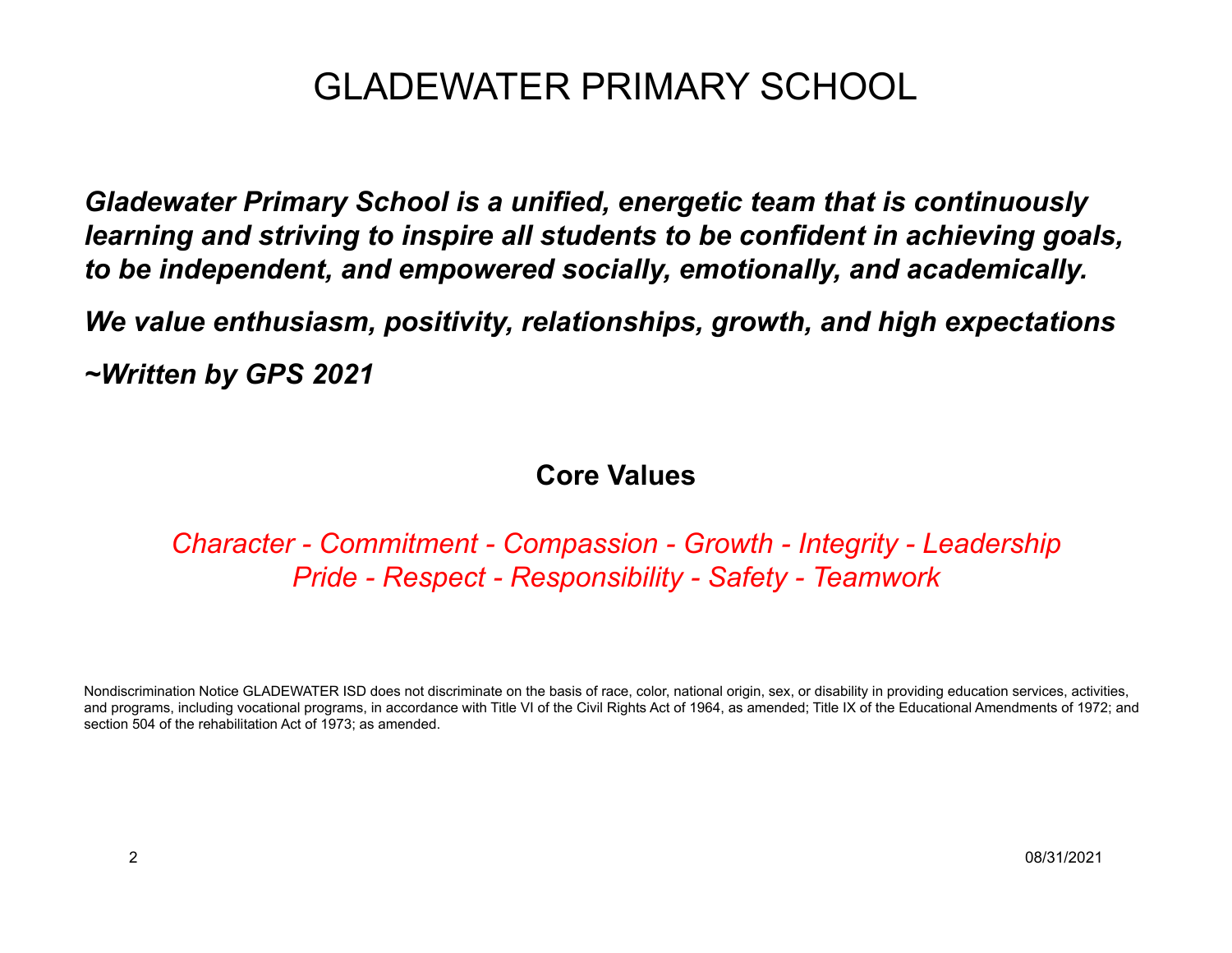# GLADEWATER PRIMARY SCHOOL

***Gladewater Primary School is a unified, energetic team that is continuously learning and striving to inspire all students to be confident in achieving goals, to be independent, and empowered socially, emotionally, and academically.***

***We value enthusiasm, positivity, relationships, growth, and high expectations***

***~Written by GPS 2021***

## Core Values

*Character - Commitment - Compassion - Growth - Integrity - Leadership*
*Pride - Respect - Responsibility - Safety - Teamwork*

Nondiscrimination Notice GLADEWATER ISD does not discriminate on the basis of race, color, national origin, sex, or disability in providing education services, activities, and programs, including vocational programs, in accordance with Title VI of the Civil Rights Act of 1964, as amended; Title IX of the Educational Amendments of 1972; and section 504 of the rehabilitation Act of 1973; as amended.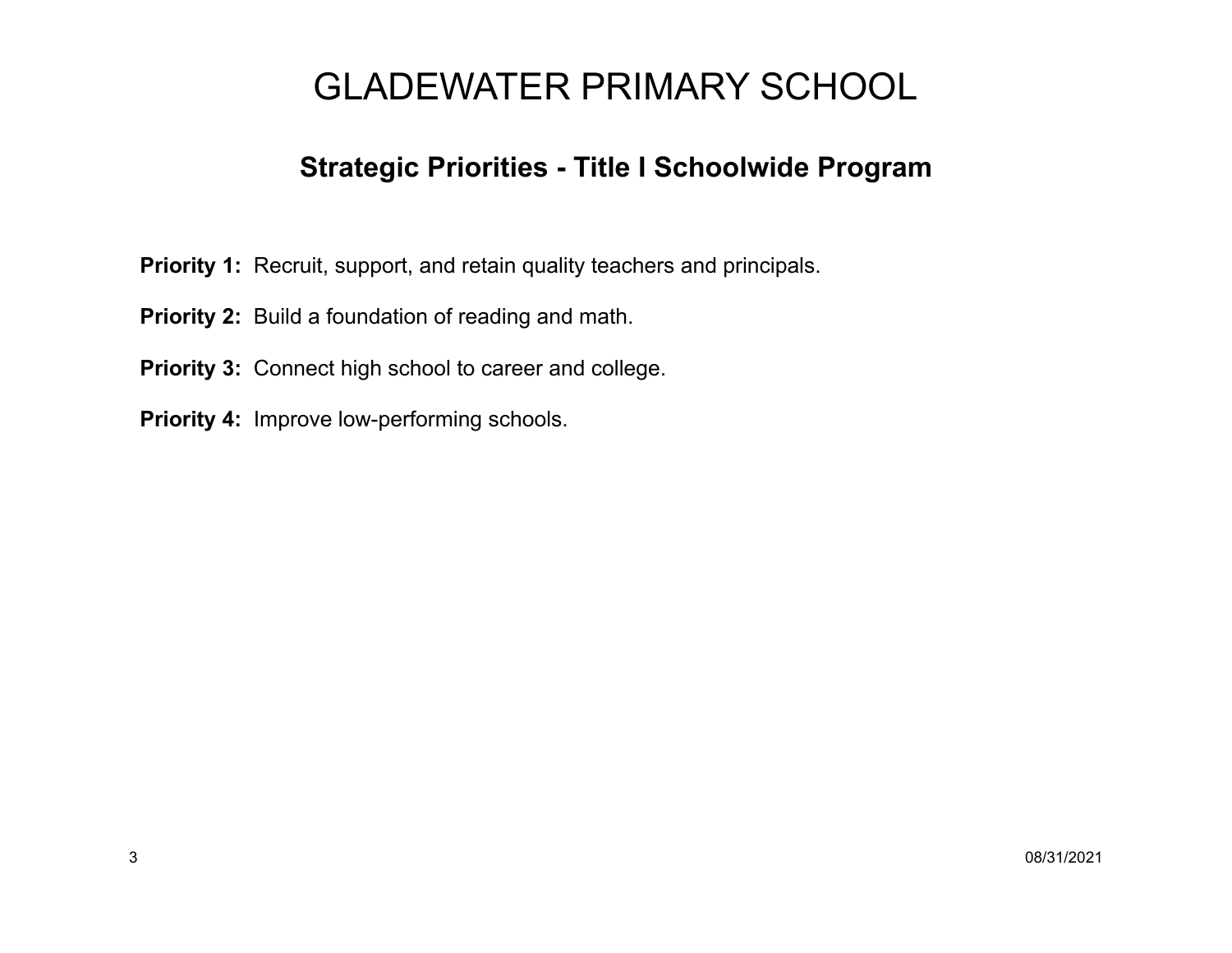# GLADEWATER PRIMARY SCHOOL

## Strategic Priorities - Title I Schoolwide Program

**Priority 1:** Recruit, support, and retain quality teachers and principals.

**Priority 2:** Build a foundation of reading and math.

**Priority 3:** Connect high school to career and college.

**Priority 4:** Improve low-performing schools.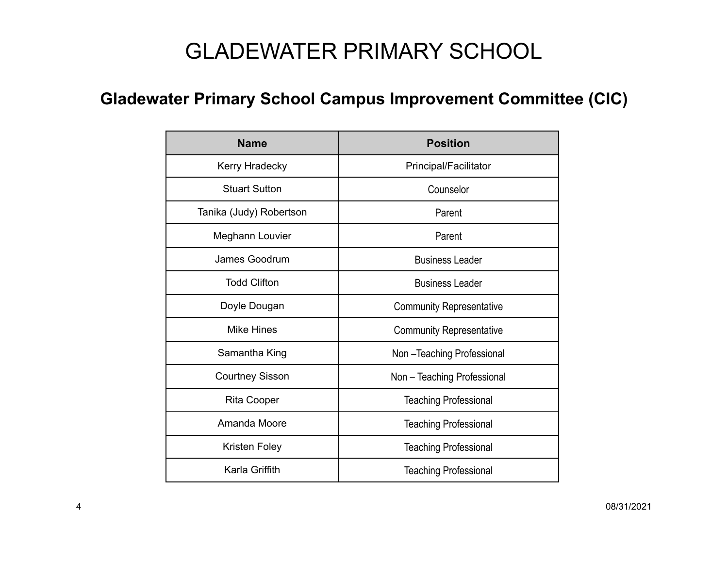# GLADEWATER PRIMARY SCHOOL

## Gladewater Primary School Campus Improvement Committee (CIC)

| Name | Position |
|---|---|
| Kerry Hradecky | Principal/Facilitator |
| Stuart Sutton | Counselor |
| Tanika (Judy) Robertson | Parent |
| Meghann Louvier | Parent |
| James Goodrum | Business Leader |
| Todd Clifton | Business Leader |
| Doyle Dougan | Community Representative |
| Mike Hines | Community Representative |
| Samantha King | Non –Teaching Professional |
| Courtney Sisson | Non – Teaching Professional |
| Rita Cooper | Teaching Professional |
| Amanda Moore | Teaching Professional |
| Kristen Foley | Teaching Professional |
| Karla Griffith | Teaching Professional |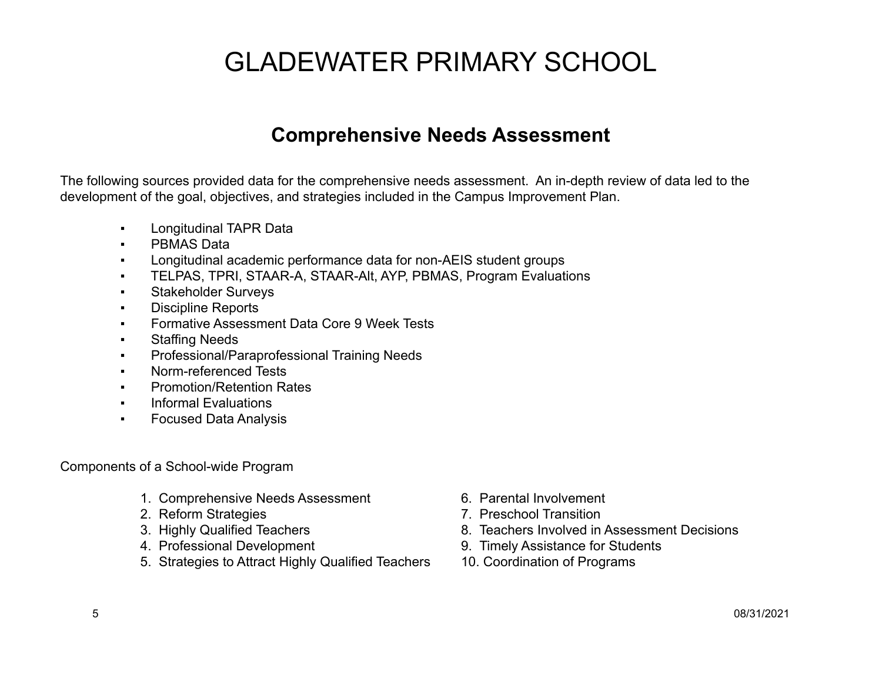# GLADEWATER PRIMARY SCHOOL

## Comprehensive Needs Assessment

The following sources provided data for the comprehensive needs assessment. An in-depth review of data led to the development of the goal, objectives, and strategies included in the Campus Improvement Plan.

- Longitudinal TAPR Data
- PBMAS Data
- Longitudinal academic performance data for non-AEIS student groups
- TELPAS, TPRI, STAAR-A, STAAR-Alt, AYP, PBMAS, Program Evaluations
- Stakeholder Surveys
- Discipline Reports
- Formative Assessment Data Core 9 Week Tests
- Staffing Needs
- Professional/Paraprofessional Training Needs
- Norm-referenced Tests
- Promotion/Retention Rates
- Informal Evaluations
- Focused Data Analysis

Components of a School-wide Program

1. Comprehensive Needs Assessment
2. Reform Strategies
3. Highly Qualified Teachers
4. Professional Development
5. Strategies to Attract Highly Qualified Teachers
6. Parental Involvement
7. Preschool Transition
8. Teachers Involved in Assessment Decisions
9. Timely Assistance for Students
10. Coordination of Programs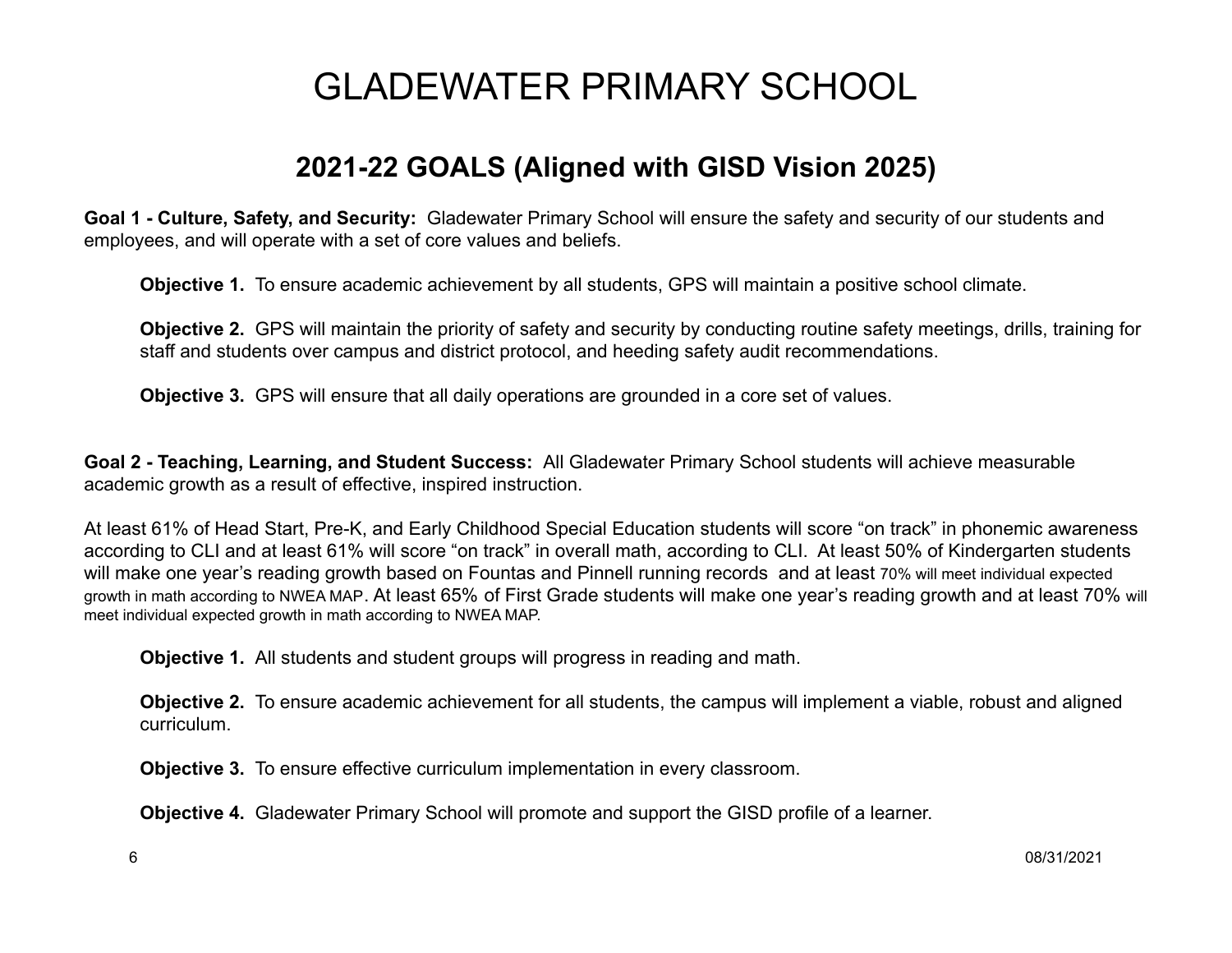# GLADEWATER PRIMARY SCHOOL

## 2021-22 GOALS (Aligned with GISD Vision 2025)

**Goal 1 - Culture, Safety, and Security:** Gladewater Primary School will ensure the safety and security of our students and employees, and will operate with a set of core values and beliefs.

> **Objective 1.** To ensure academic achievement by all students, GPS will maintain a positive school climate.
>
> **Objective 2.** GPS will maintain the priority of safety and security by conducting routine safety meetings, drills, training for staff and students over campus and district protocol, and heeding safety audit recommendations.
>
> **Objective 3.** GPS will ensure that all daily operations are grounded in a core set of values.

**Goal 2 - Teaching, Learning, and Student Success:** All Gladewater Primary School students will achieve measurable academic growth as a result of effective, inspired instruction.

At least 61% of Head Start, Pre-K, and Early Childhood Special Education students will score "on track" in phonemic awareness according to CLI and at least 61% will score "on track" in overall math, according to CLI. At least 50% of Kindergarten students will make one year's reading growth based on Fountas and Pinnell running records and at least 70% will meet individual expected growth in math according to NWEA MAP. At least 65% of First Grade students will make one year's reading growth and at least 70% will meet individual expected growth in math according to NWEA MAP.

> **Objective 1.** All students and student groups will progress in reading and math.
>
> **Objective 2.** To ensure academic achievement for all students, the campus will implement a viable, robust and aligned curriculum.
>
> **Objective 3.** To ensure effective curriculum implementation in every classroom.
>
> **Objective 4.** Gladewater Primary School will promote and support the GISD profile of a learner.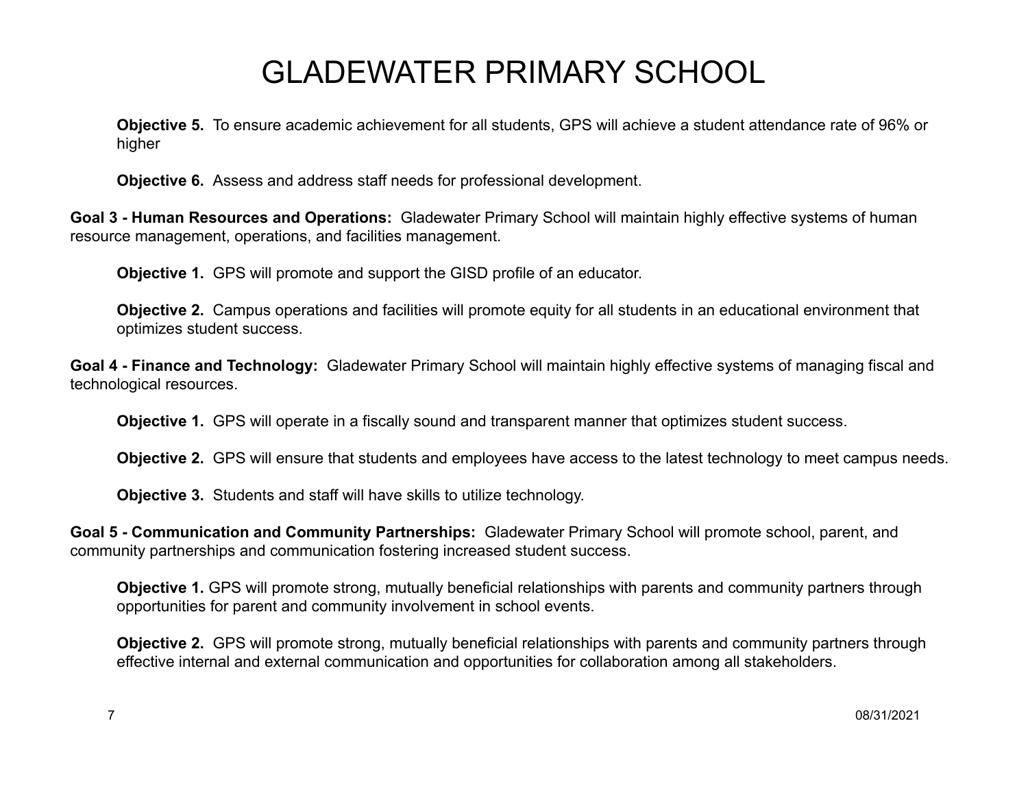**Objective 5.** To ensure academic achievement for all students, GPS will achieve a student attendance rate of 96% or higher

**Objective 6.** Assess and address staff needs for professional development.

**Goal 3 - Human Resources and Operations:** Gladewater Primary School will maintain highly effective systems of human resource management, operations, and facilities management.

**Objective 1.** GPS will promote and support the GISD profile of an educator.

**Objective 2.** Campus operations and facilities will promote equity for all students in an educational environment that optimizes student success.

**Goal 4 - Finance and Technology:** Gladewater Primary School will maintain highly effective systems of managing fiscal and technological resources.

**Objective 1.** GPS will operate in a fiscally sound and transparent manner that optimizes student success.

**Objective 2.** GPS will ensure that students and employees have access to the latest technology to meet campus needs.

**Objective 3.** Students and staff will have skills to utilize technology.

**Goal 5 - Communication and Community Partnerships:** Gladewater Primary School will promote school, parent, and community partnerships and communication fostering increased student success.

**Objective 1.** GPS will promote strong, mutually beneficial relationships with parents and community partners through opportunities for parent and community involvement in school events.

**Objective 2.** GPS will promote strong, mutually beneficial relationships with parents and community partners through effective internal and external communication and opportunities for collaboration among all stakeholders.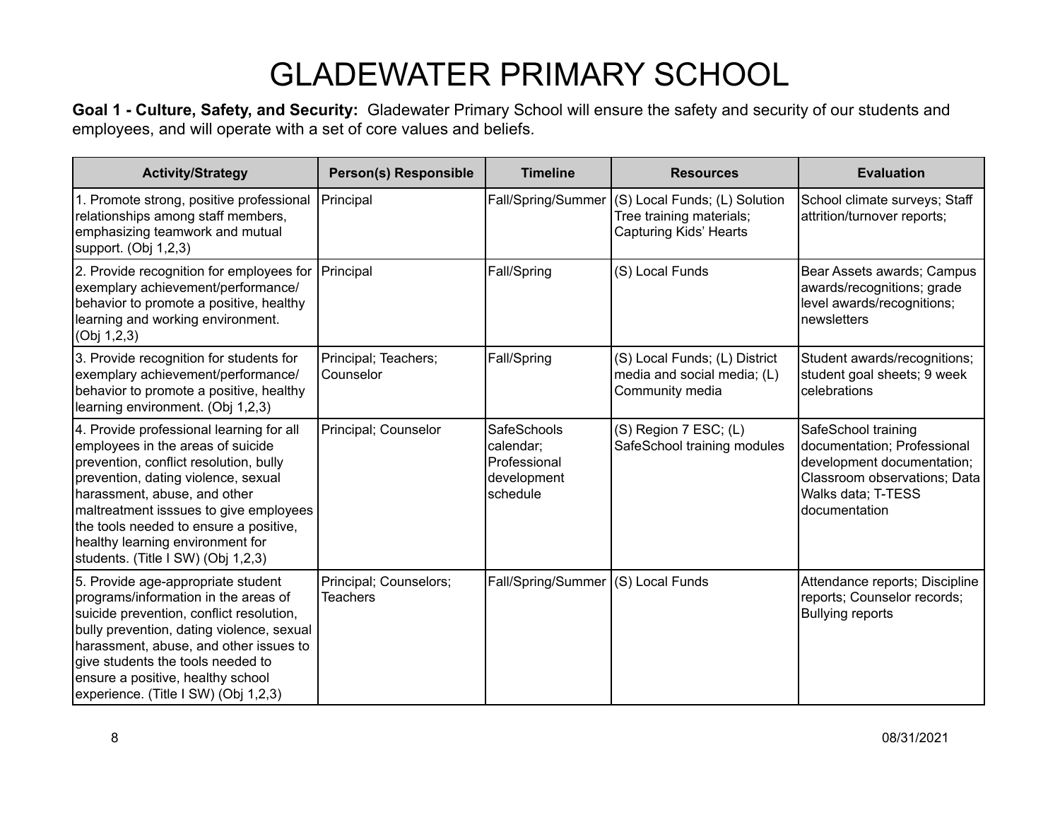# GLADEWATER PRIMARY SCHOOL

**Goal 1 - Culture, Safety, and Security:** Gladewater Primary School will ensure the safety and security of our students and employees, and will operate with a set of core values and beliefs.

| Activity/Strategy | Person(s) Responsible | Timeline | Resources | Evaluation |
|---|---|---|---|---|
| 1. Promote strong, positive professional relationships among staff members, emphasizing teamwork and mutual support. (Obj 1,2,3) | Principal | Fall/Spring/Summer | (S) Local Funds; (L) Solution Tree training materials; Capturing Kids' Hearts | School climate surveys; Staff attrition/turnover reports; |
| 2. Provide recognition for employees for exemplary achievement/performance/ behavior to promote a positive, healthy learning and working environment. (Obj 1,2,3) | Principal | Fall/Spring | (S) Local Funds | Bear Assets awards; Campus awards/recognitions; grade level awards/recognitions; newsletters |
| 3. Provide recognition for students for exemplary achievement/performance/ behavior to promote a positive, healthy learning environment. (Obj 1,2,3) | Principal; Teachers; Counselor | Fall/Spring | (S) Local Funds; (L) District media and social media; (L) Community media | Student awards/recognitions; student goal sheets; 9 week celebrations |
| 4. Provide professional learning for all employees in the areas of suicide prevention, conflict resolution, bully prevention, dating violence, sexual harassment, abuse, and other maltreatment isssues to give employees the tools needed to ensure a positive, healthy learning environment for students. (Title I SW) (Obj 1,2,3) | Principal; Counselor | SafeSchools calendar; Professional development schedule | (S) Region 7 ESC; (L) SafeSchool training modules | SafeSchool training documentation; Professional development documentation; Classroom observations; Data Walks data; T-TESS documentation |
| 5. Provide age-appropriate student programs/information in the areas of suicide prevention, conflict resolution, bully prevention, dating violence, sexual harassment, abuse, and other issues to give students the tools needed to ensure a positive, healthy school experience. (Title I SW) (Obj 1,2,3) | Principal; Counselors; Teachers | Fall/Spring/Summer | (S) Local Funds | Attendance reports; Discipline reports; Counselor records; Bullying reports |

08/31/2021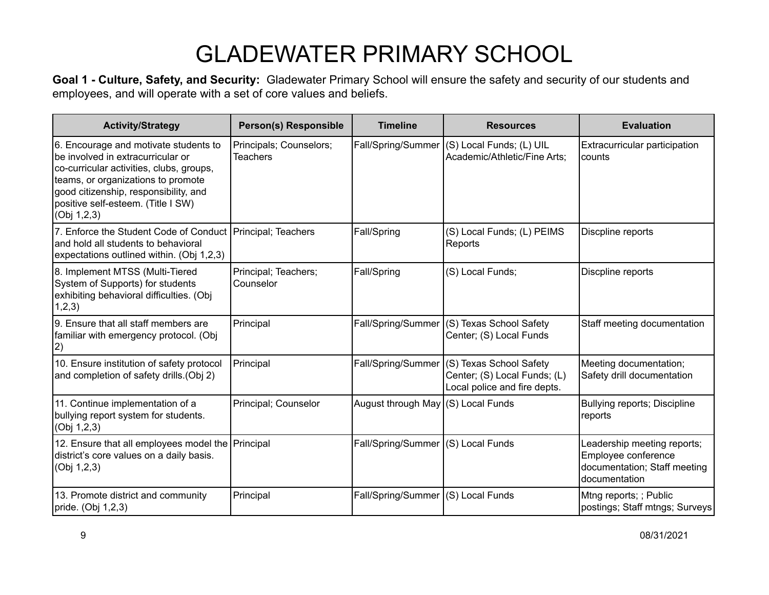# GLADEWATER PRIMARY SCHOOL

**Goal 1 - Culture, Safety, and Security:** Gladewater Primary School will ensure the safety and security of our students and employees, and will operate with a set of core values and beliefs.

| Activity/Strategy | Person(s) Responsible | Timeline | Resources | Evaluation |
|---|---|---|---|---|
| 6. Encourage and motivate students to be involved in extracurricular or co-curricular activities, clubs, groups, teams, or organizations to promote good citizenship, responsibility, and positive self-esteem. (Title I SW) (Obj 1,2,3) | Principals; Counselors; Teachers | Fall/Spring/Summer | (S) Local Funds; (L) UIL Academic/Athletic/Fine Arts; | Extracurricular participation counts |
| 7. Enforce the Student Code of Conduct and hold all students to behavioral expectations outlined within. (Obj 1,2,3) | Principal; Teachers | Fall/Spring | (S) Local Funds; (L) PEIMS Reports | Discpline reports |
| 8. Implement MTSS (Multi-Tiered System of Supports) for students exhibiting behavioral difficulties. (Obj 1,2,3) | Principal; Teachers; Counselor | Fall/Spring | (S) Local Funds; | Discpline reports |
| 9. Ensure that all staff members are familiar with emergency protocol. (Obj 2) | Principal | Fall/Spring/Summer | (S) Texas School Safety Center; (S) Local Funds | Staff meeting documentation |
| 10. Ensure institution of safety protocol and completion of safety drills.(Obj 2) | Principal | Fall/Spring/Summer | (S) Texas School Safety Center; (S) Local Funds; (L) Local police and fire depts. | Meeting documentation; Safety drill documentation |
| 11. Continue implementation of a bullying report system for students. (Obj 1,2,3) | Principal; Counselor | August through May | (S) Local Funds | Bullying reports; Discipline reports |
| 12. Ensure that all employees model the district's core values on a daily basis. (Obj 1,2,3) | Principal | Fall/Spring/Summer | (S) Local Funds | Leadership meeting reports; Employee conference documentation; Staff meeting documentation |
| 13. Promote district and community pride. (Obj 1,2,3) | Principal | Fall/Spring/Summer | (S) Local Funds | Mtng reports; ; Public postings; Staff mtngs; Surveys |

08/31/2021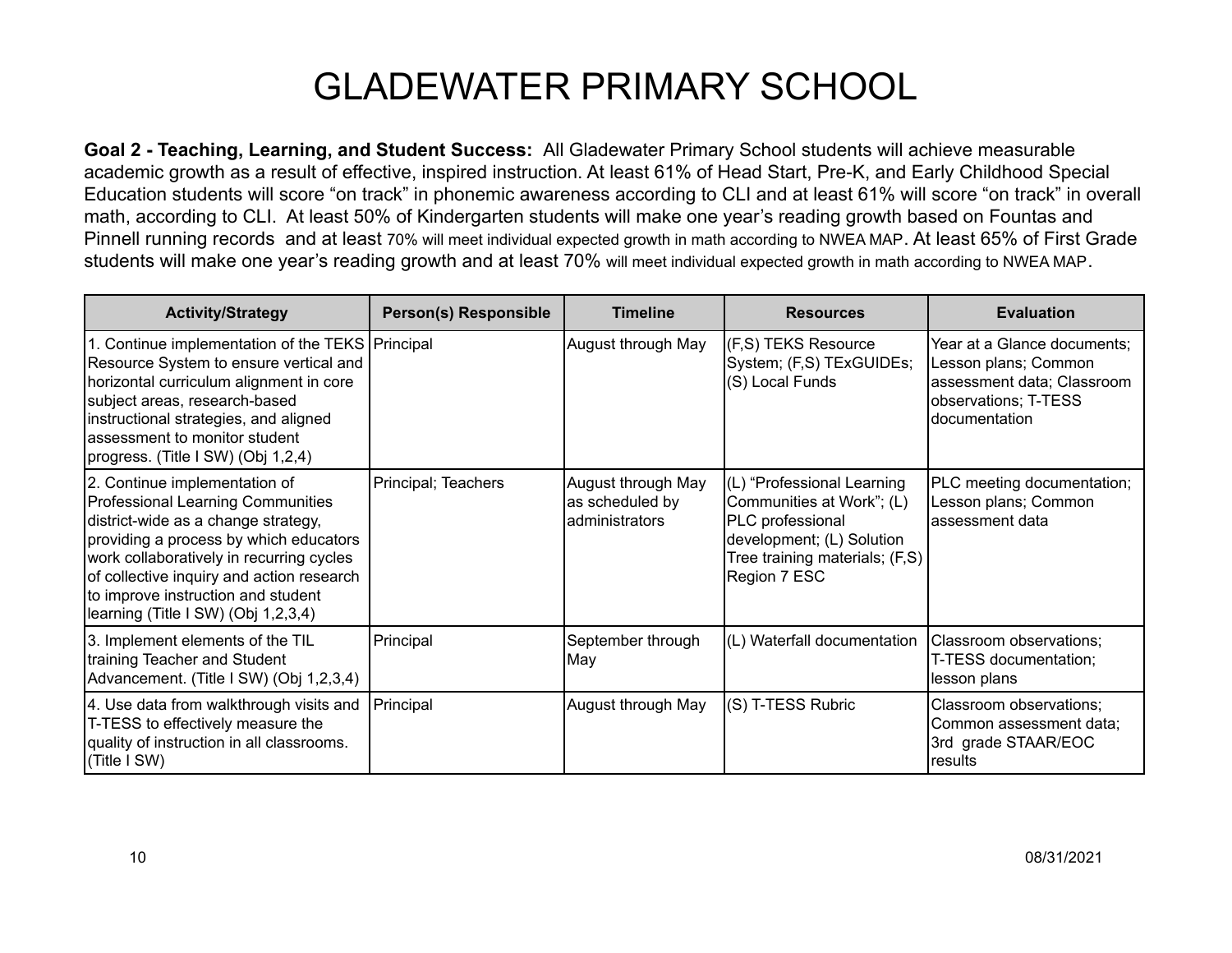# GLADEWATER PRIMARY SCHOOL

**Goal 2 - Teaching, Learning, and Student Success:** All Gladewater Primary School students will achieve measurable academic growth as a result of effective, inspired instruction. At least 61% of Head Start, Pre-K, and Early Childhood Special Education students will score "on track" in phonemic awareness according to CLI and at least 61% will score "on track" in overall math, according to CLI. At least 50% of Kindergarten students will make one year's reading growth based on Fountas and Pinnell running records and at least 70% will meet individual expected growth in math according to NWEA MAP. At least 65% of First Grade students will make one year's reading growth and at least 70% will meet individual expected growth in math according to NWEA MAP.

| Activity/Strategy | Person(s) Responsible | Timeline | Resources | Evaluation |
|---|---|---|---|---|
| 1. Continue implementation of the TEKS Resource System to ensure vertical and horizontal curriculum alignment in core subject areas, research-based instructional strategies, and aligned assessment to monitor student progress. (Title I SW) (Obj 1,2,4) | Principal | August through May | (F,S) TEKS Resource System; (F,S) TExGUIDEs; (S) Local Funds | Year at a Glance documents; Lesson plans; Common assessment data; Classroom observations; T-TESS documentation |
| 2. Continue implementation of Professional Learning Communities district-wide as a change strategy, providing a process by which educators work collaboratively in recurring cycles of collective inquiry and action research to improve instruction and student learning (Title I SW) (Obj 1,2,3,4) | Principal; Teachers | August through May as scheduled by administrators | (L) "Professional Learning Communities at Work"; (L) PLC professional development; (L) Solution Tree training materials; (F,S) Region 7 ESC | PLC meeting documentation; Lesson plans; Common assessment data |
| 3. Implement elements of the TIL training Teacher and Student Advancement. (Title I SW) (Obj 1,2,3,4) | Principal | September through May | (L) Waterfall documentation | Classroom observations; T-TESS documentation; lesson plans |
| 4. Use data from walkthrough visits and T-TESS to effectively measure the quality of instruction in all classrooms. (Title I SW) | Principal | August through May | (S) T-TESS Rubric | Classroom observations; Common assessment data; 3rd grade STAAR/EOC results |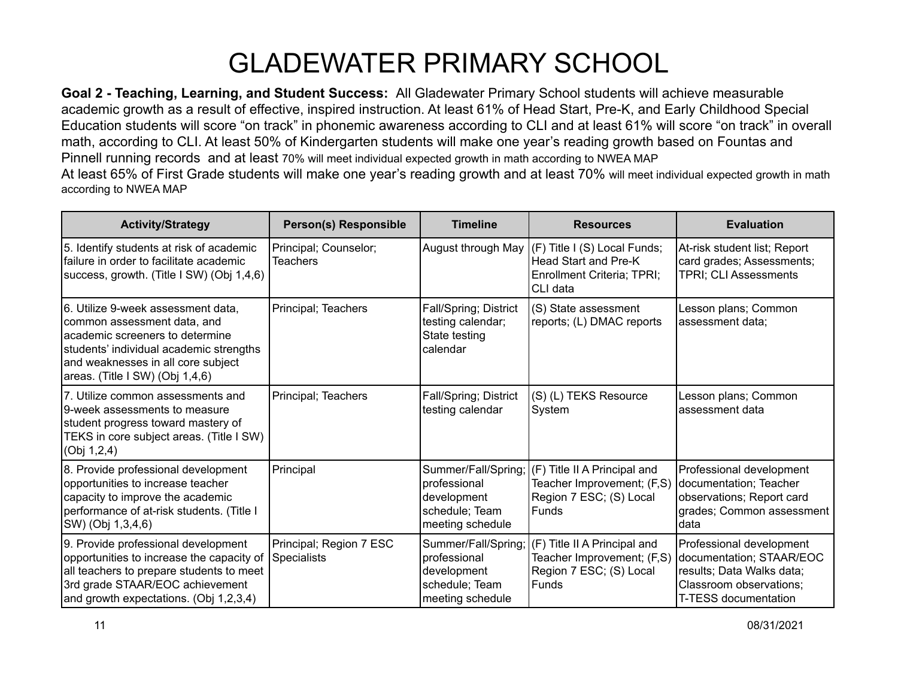# GLADEWATER PRIMARY SCHOOL

**Goal 2 - Teaching, Learning, and Student Success:** All Gladewater Primary School students will achieve measurable academic growth as a result of effective, inspired instruction. At least 61% of Head Start, Pre-K, and Early Childhood Special Education students will score "on track" in phonemic awareness according to CLI and at least 61% will score "on track" in overall math, according to CLI. At least 50% of Kindergarten students will make one year's reading growth based on Fountas and Pinnell running records and at least 70% will meet individual expected growth in math according to NWEA MAP

At least 65% of First Grade students will make one year's reading growth and at least 70% will meet individual expected growth in math according to NWEA MAP

| Activity/Strategy | Person(s) Responsible | Timeline | Resources | Evaluation |
|---|---|---|---|---|
| 5. Identify students at risk of academic failure in order to facilitate academic success, growth. (Title I SW) (Obj 1,4,6) | Principal; Counselor; Teachers | August through May | (F) Title I (S) Local Funds; Head Start and Pre-K Enrollment Criteria; TPRI; CLI data | At-risk student list; Report card grades; Assessments; TPRI; CLI Assessments |
| 6. Utilize 9-week assessment data, common assessment data, and academic screeners to determine students' individual academic strengths and weaknesses in all core subject areas. (Title I SW) (Obj 1,4,6) | Principal; Teachers | Fall/Spring; District testing calendar; State testing calendar | (S) State assessment reports; (L) DMAC reports | Lesson plans; Common assessment data; |
| 7. Utilize common assessments and 9-week assessments to measure student progress toward mastery of TEKS in core subject areas. (Title I SW) (Obj 1,2,4) | Principal; Teachers | Fall/Spring; District testing calendar | (S) (L) TEKS Resource System | Lesson plans; Common assessment data |
| 8. Provide professional development opportunities to increase teacher capacity to improve the academic performance of at-risk students. (Title I SW) (Obj 1,3,4,6) | Principal | Summer/Fall/Spring; professional development schedule; Team meeting schedule | (F) Title II A Principal and Teacher Improvement; (F,S) Region 7 ESC; (S) Local Funds | Professional development documentation; Teacher observations; Report card grades; Common assessment data |
| 9. Provide professional development opportunities to increase the capacity of all teachers to prepare students to meet 3rd grade STAAR/EOC achievement and growth expectations. (Obj 1,2,3,4) | Principal; Region 7 ESC Specialists | Summer/Fall/Spring; professional development schedule; Team meeting schedule | (F) Title II A Principal and Teacher Improvement; (F,S) Region 7 ESC; (S) Local Funds | Professional development documentation; STAAR/EOC results; Data Walks data; Classroom observations; T-TESS documentation |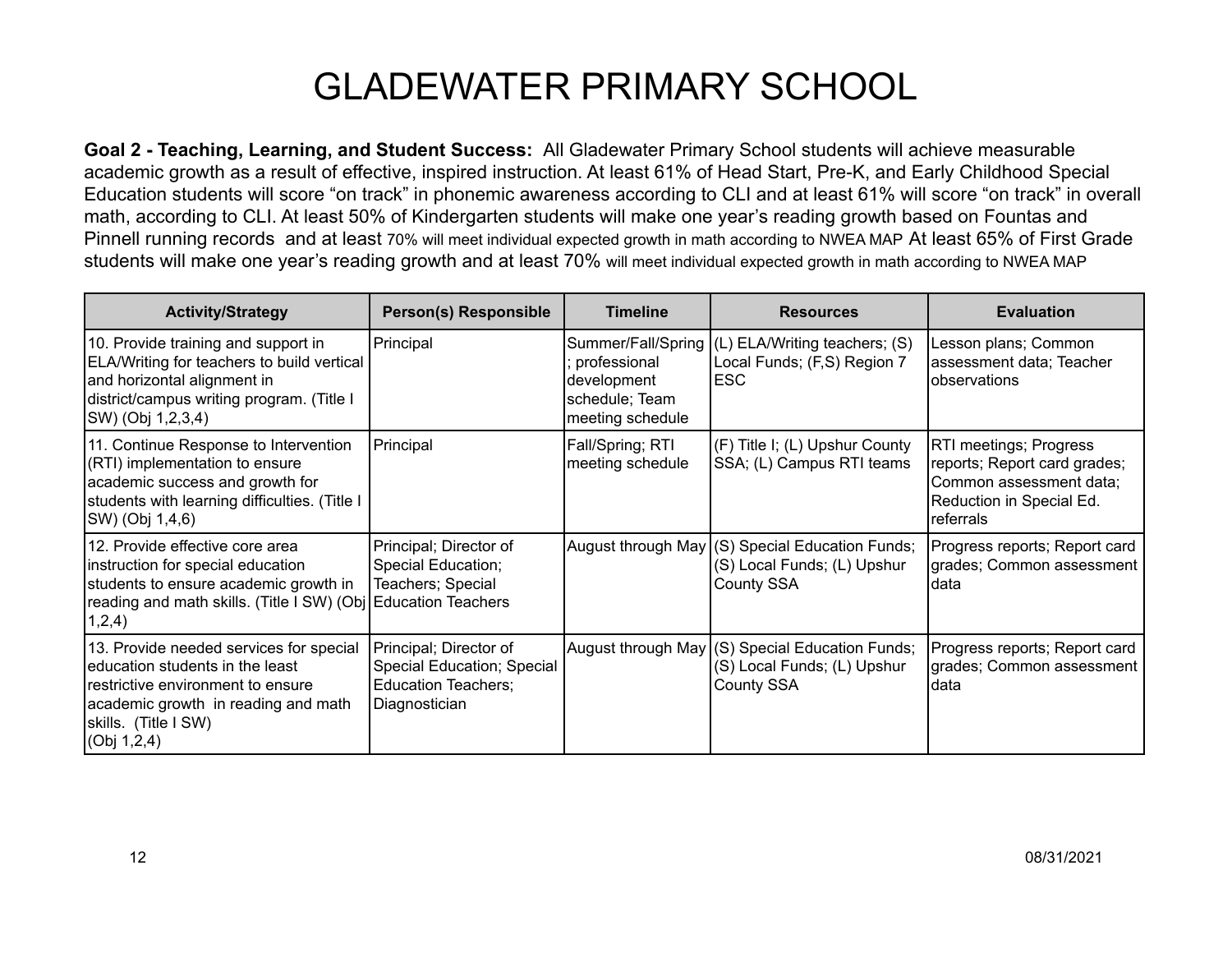# GLADEWATER PRIMARY SCHOOL

**Goal 2 - Teaching, Learning, and Student Success:** All Gladewater Primary School students will achieve measurable academic growth as a result of effective, inspired instruction. At least 61% of Head Start, Pre-K, and Early Childhood Special Education students will score "on track" in phonemic awareness according to CLI and at least 61% will score "on track" in overall math, according to CLI. At least 50% of Kindergarten students will make one year's reading growth based on Fountas and Pinnell running records and at least 70% will meet individual expected growth in math according to NWEA MAP At least 65% of First Grade students will make one year's reading growth and at least 70% will meet individual expected growth in math according to NWEA MAP

| Activity/Strategy | Person(s) Responsible | Timeline | Resources | Evaluation |
|---|---|---|---|---|
| 10. Provide training and support in ELA/Writing for teachers to build vertical and horizontal alignment in district/campus writing program. (Title I SW) (Obj 1,2,3,4) | Principal | Summer/Fall/Spring; professional development schedule; Team meeting schedule | (L) ELA/Writing teachers; (S) Local Funds; (F,S) Region 7 ESC | Lesson plans; Common assessment data; Teacher observations |
| 11. Continue Response to Intervention (RTI) implementation to ensure academic success and growth for students with learning difficulties. (Title I SW) (Obj 1,4,6) | Principal | Fall/Spring; RTI meeting schedule | (F) Title I; (L) Upshur County SSA; (L) Campus RTI teams | RTI meetings; Progress reports; Report card grades; Common assessment data; Reduction in Special Ed. referrals |
| 12. Provide effective core area instruction for special education students to ensure academic growth in reading and math skills. (Title I SW) (Obj 1,2,4) | Principal; Director of Special Education; Teachers; Special Education Teachers | August through May | (S) Special Education Funds; (S) Local Funds; (L) Upshur County SSA | Progress reports; Report card grades; Common assessment data |
| 13. Provide needed services for special education students in the least restrictive environment to ensure academic growth in reading and math skills. (Title I SW) (Obj 1,2,4) | Principal; Director of Special Education; Special Education Teachers; Diagnostician | August through May | (S) Special Education Funds; (S) Local Funds; (L) Upshur County SSA | Progress reports; Report card grades; Common assessment data |

08/31/2021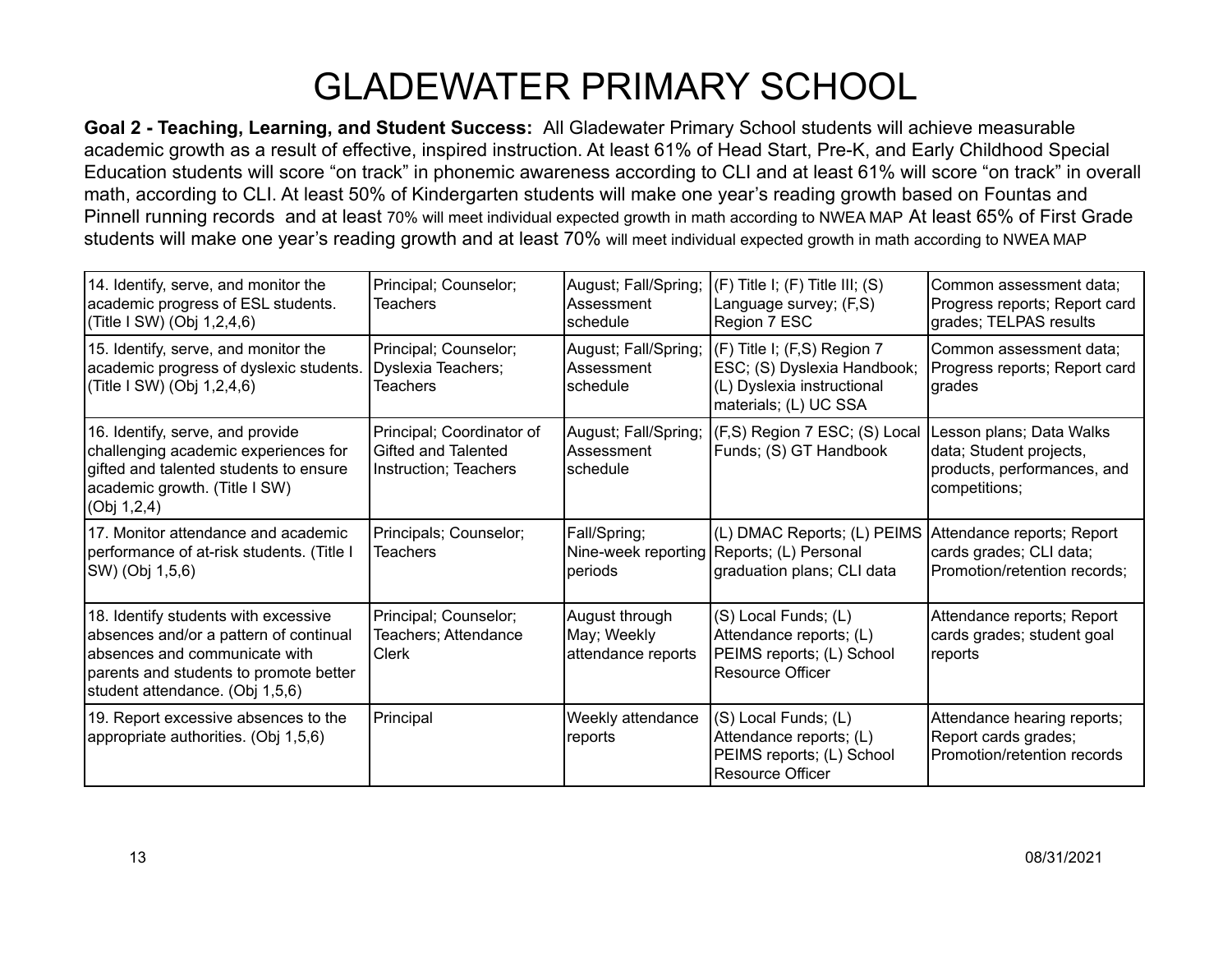# GLADEWATER PRIMARY SCHOOL

**Goal 2 - Teaching, Learning, and Student Success:** All Gladewater Primary School students will achieve measurable academic growth as a result of effective, inspired instruction. At least 61% of Head Start, Pre-K, and Early Childhood Special Education students will score "on track" in phonemic awareness according to CLI and at least 61% will score "on track" in overall math, according to CLI. At least 50% of Kindergarten students will make one year's reading growth based on Fountas and Pinnell running records and at least 70% will meet individual expected growth in math according to NWEA MAP At least 65% of First Grade students will make one year's reading growth and at least 70% will meet individual expected growth in math according to NWEA MAP

| | | | | |
|---|---|---|---|---|
| 14. Identify, serve, and monitor the academic progress of ESL students. (Title I SW) (Obj 1,2,4,6) | Principal; Counselor; Teachers | August; Fall/Spring; Assessment schedule | (F) Title I; (F) Title III; (S) Language survey; (F,S) Region 7 ESC | Common assessment data; Progress reports; Report card grades; TELPAS results |
| 15. Identify, serve, and monitor the academic progress of dyslexic students. (Title I SW) (Obj 1,2,4,6) | Principal; Counselor; Dyslexia Teachers; Teachers | August; Fall/Spring; Assessment schedule | (F) Title I; (F,S) Region 7 ESC; (S) Dyslexia Handbook; (L) Dyslexia instructional materials; (L) UC SSA | Common assessment data; Progress reports; Report card grades |
| 16. Identify, serve, and provide challenging academic experiences for gifted and talented students to ensure academic growth. (Title I SW) (Obj 1,2,4) | Principal; Coordinator of Gifted and Talented Instruction; Teachers | August; Fall/Spring; Assessment schedule | (F,S) Region 7 ESC; (S) Local Funds; (S) GT Handbook | Lesson plans; Data Walks data; Student projects, products, performances, and competitions; |
| 17. Monitor attendance and academic performance of at-risk students. (Title I SW) (Obj 1,5,6) | Principals; Counselor; Teachers | Fall/Spring; Nine-week reporting periods | (L) DMAC Reports; (L) PEIMS Reports; (L) Personal graduation plans; CLI data | Attendance reports; Report cards grades; CLI data; Promotion/retention records; |
| 18. Identify students with excessive absences and/or a pattern of continual absences and communicate with parents and students to promote better student attendance. (Obj 1,5,6) | Principal; Counselor; Teachers; Attendance Clerk | August through May; Weekly attendance reports | (S) Local Funds; (L) Attendance reports; (L) PEIMS reports; (L) School Resource Officer | Attendance reports; Report cards grades; student goal reports |
| 19. Report excessive absences to the appropriate authorities. (Obj 1,5,6) | Principal | Weekly attendance reports | (S) Local Funds; (L) Attendance reports; (L) PEIMS reports; (L) School Resource Officer | Attendance hearing reports; Report cards grades; Promotion/retention records |

08/31/2021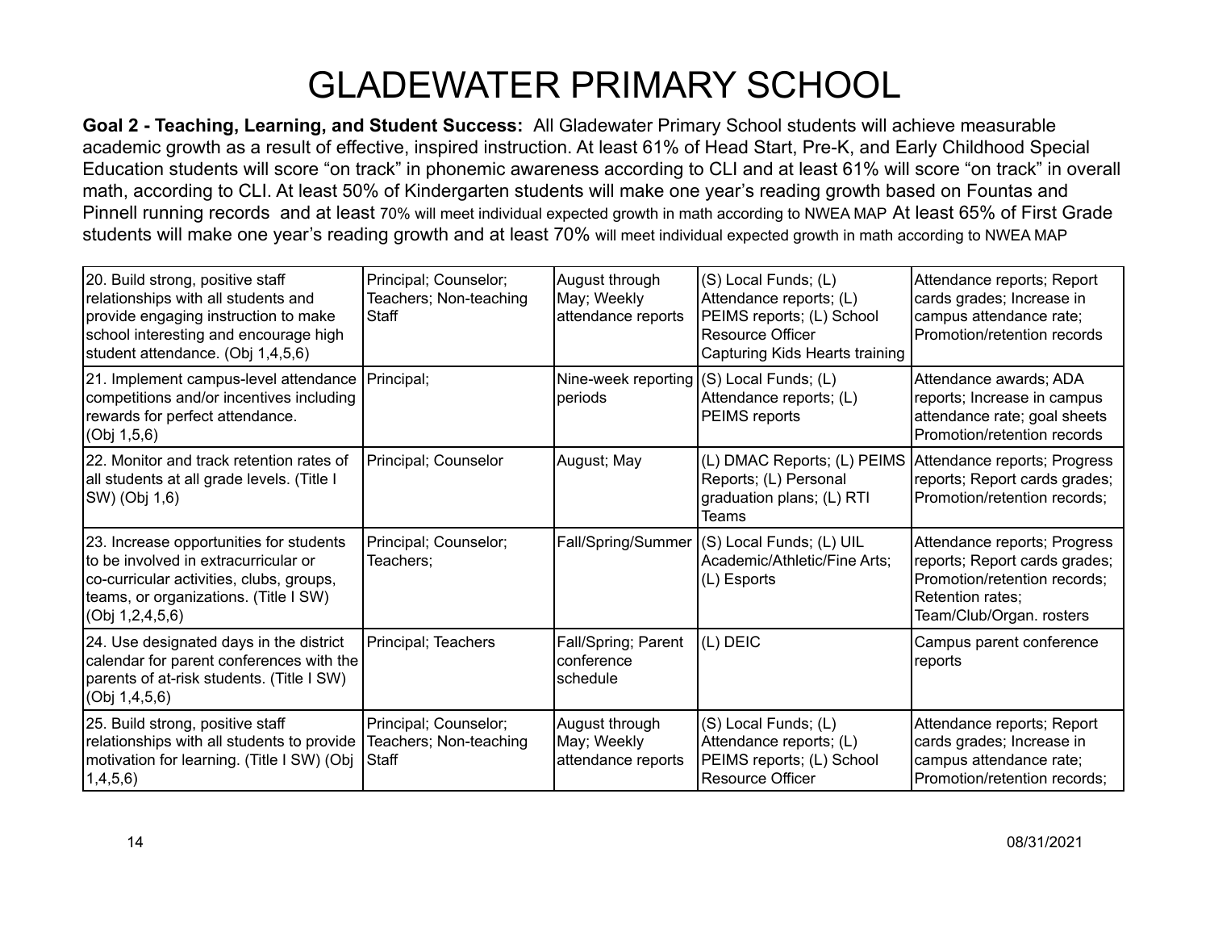# GLADEWATER PRIMARY SCHOOL

**Goal 2 - Teaching, Learning, and Student Success:** All Gladewater Primary School students will achieve measurable academic growth as a result of effective, inspired instruction. At least 61% of Head Start, Pre-K, and Early Childhood Special Education students will score "on track" in phonemic awareness according to CLI and at least 61% will score "on track" in overall math, according to CLI. At least 50% of Kindergarten students will make one year's reading growth based on Fountas and Pinnell running records and at least 70% will meet individual expected growth in math according to NWEA MAP At least 65% of First Grade students will make one year's reading growth and at least 70% will meet individual expected growth in math according to NWEA MAP

| | | | | |
|---|---|---|---|---|
| 20. Build strong, positive staff relationships with all students and provide engaging instruction to make school interesting and encourage high student attendance. (Obj 1,4,5,6) | Principal; Counselor; Teachers; Non-teaching Staff | August through May; Weekly attendance reports | (S) Local Funds; (L) Attendance reports; (L) PEIMS reports; (L) School Resource Officer Capturing Kids Hearts training | Attendance reports; Report cards grades; Increase in campus attendance rate; Promotion/retention records |
| 21. Implement campus-level attendance competitions and/or incentives including rewards for perfect attendance. (Obj 1,5,6) | Principal; | Nine-week reporting periods | (S) Local Funds; (L) Attendance reports; (L) PEIMS reports | Attendance awards; ADA reports; Increase in campus attendance rate; goal sheets Promotion/retention records |
| 22. Monitor and track retention rates of all students at all grade levels. (Title I SW) (Obj 1,6) | Principal; Counselor | August; May | (L) DMAC Reports; (L) PEIMS Reports; (L) Personal graduation plans; (L) RTI Teams | Attendance reports; Progress reports; Report cards grades; Promotion/retention records; |
| 23. Increase opportunities for students to be involved in extracurricular or co-curricular activities, clubs, groups, teams, or organizations. (Title I SW) (Obj 1,2,4,5,6) | Principal; Counselor; Teachers; | Fall/Spring/Summer | (S) Local Funds; (L) UIL Academic/Athletic/Fine Arts; (L) Esports | Attendance reports; Progress reports; Report cards grades; Promotion/retention records; Retention rates; Team/Club/Organ. rosters |
| 24. Use designated days in the district calendar for parent conferences with the parents of at-risk students. (Title I SW) (Obj 1,4,5,6) | Principal; Teachers | Fall/Spring; Parent conference schedule | (L) DEIC | Campus parent conference reports |
| 25. Build strong, positive staff relationships with all students to provide motivation for learning. (Title I SW) (Obj 1,4,5,6) | Principal; Counselor; Teachers; Non-teaching Staff | August through May; Weekly attendance reports | (S) Local Funds; (L) Attendance reports; (L) PEIMS reports; (L) School Resource Officer | Attendance reports; Report cards grades; Increase in campus attendance rate; Promotion/retention records; |

08/31/2021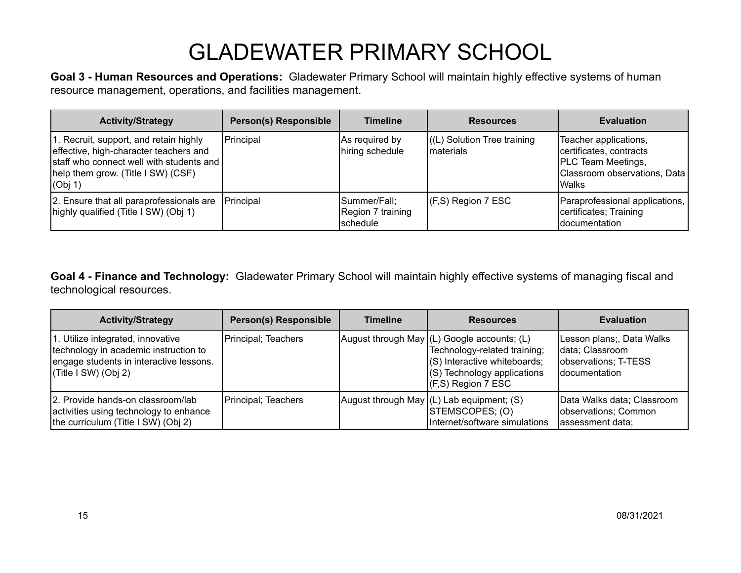# GLADEWATER PRIMARY SCHOOL

**Goal 3 - Human Resources and Operations:** Gladewater Primary School will maintain highly effective systems of human resource management, operations, and facilities management.

| Activity/Strategy | Person(s) Responsible | Timeline | Resources | Evaluation |
|---|---|---|---|---|
| 1. Recruit, support, and retain highly effective, high-character teachers and staff who connect well with students and help them grow. (Title I SW) (CSF) (Obj 1) | Principal | As required by hiring schedule | ((L) Solution Tree training materials | Teacher applications, certificates, contracts PLC Team Meetings, Classroom observations, Data Walks |
| 2. Ensure that all paraprofessionals are highly qualified (Title I SW) (Obj 1) | Principal | Summer/Fall; Region 7 training schedule | (F,S) Region 7 ESC | Paraprofessional applications, certificates; Training documentation |

**Goal 4 - Finance and Technology:** Gladewater Primary School will maintain highly effective systems of managing fiscal and technological resources.

| Activity/Strategy | Person(s) Responsible | Timeline | Resources | Evaluation |
|---|---|---|---|---|
| 1. Utilize integrated, innovative technology in academic instruction to engage students in interactive lessons. (Title I SW) (Obj 2) | Principal; Teachers | August through May | (L) Google accounts; (L) Technology-related training; (S) Interactive whiteboards; (S) Technology applications (F,S) Region 7 ESC | Lesson plans;, Data Walks data; Classroom observations; T-TESS documentation |
| 2. Provide hands-on classroom/lab activities using technology to enhance the curriculum (Title I SW) (Obj 2) | Principal; Teachers | August through May | (L) Lab equipment; (S) STEMSCOPES; (O) Internet/software simulations | Data Walks data; Classroom observations; Common assessment data; |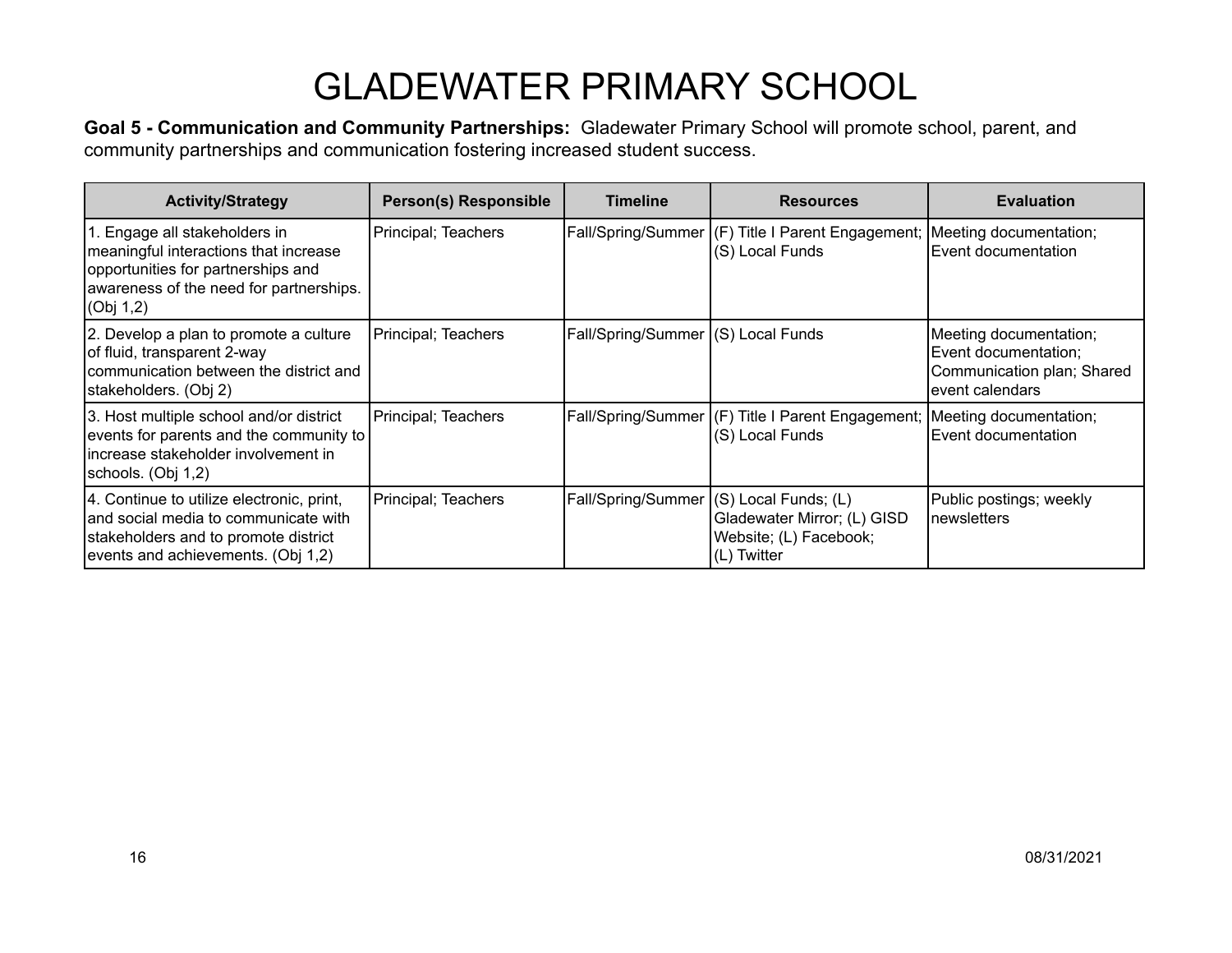# GLADEWATER PRIMARY SCHOOL

**Goal 5 - Communication and Community Partnerships:** Gladewater Primary School will promote school, parent, and community partnerships and communication fostering increased student success.

| Activity/Strategy | Person(s) Responsible | Timeline | Resources | Evaluation |
|---|---|---|---|---|
| 1. Engage all stakeholders in meaningful interactions that increase opportunities for partnerships and awareness of the need for partnerships. (Obj 1,2) | Principal; Teachers | Fall/Spring/Summer | (F) Title I Parent Engagement; (S) Local Funds | Meeting documentation; Event documentation |
| 2. Develop a plan to promote a culture of fluid, transparent 2-way communication between the district and stakeholders. (Obj 2) | Principal; Teachers | Fall/Spring/Summer | (S) Local Funds | Meeting documentation; Event documentation; Communication plan; Shared event calendars |
| 3. Host multiple school and/or district events for parents and the community to increase stakeholder involvement in schools. (Obj 1,2) | Principal; Teachers | Fall/Spring/Summer | (F) Title I Parent Engagement; (S) Local Funds | Meeting documentation; Event documentation |
| 4. Continue to utilize electronic, print, and social media to communicate with stakeholders and to promote district events and achievements. (Obj 1,2) | Principal; Teachers | Fall/Spring/Summer | (S) Local Funds; (L) Gladewater Mirror; (L) GISD Website; (L) Facebook; (L) Twitter | Public postings; weekly newsletters |

08/31/2021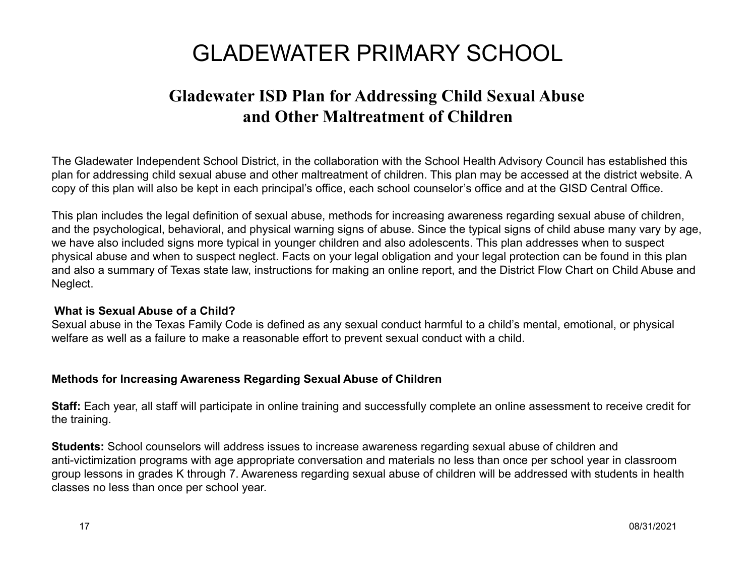# GLADEWATER PRIMARY SCHOOL

## Gladewater ISD Plan for Addressing Child Sexual Abuse and Other Maltreatment of Children

The Gladewater Independent School District, in the collaboration with the School Health Advisory Council has established this plan for addressing child sexual abuse and other maltreatment of children. This plan may be accessed at the district website. A copy of this plan will also be kept in each principal's office, each school counselor's office and at the GISD Central Office.

This plan includes the legal definition of sexual abuse, methods for increasing awareness regarding sexual abuse of children, and the psychological, behavioral, and physical warning signs of abuse. Since the typical signs of child abuse many vary by age, we have also included signs more typical in younger children and also adolescents. This plan addresses when to suspect physical abuse and when to suspect neglect. Facts on your legal obligation and your legal protection can be found in this plan and also a summary of Texas state law, instructions for making an online report, and the District Flow Chart on Child Abuse and Neglect.

**What is Sexual Abuse of a Child?**

Sexual abuse in the Texas Family Code is defined as any sexual conduct harmful to a child's mental, emotional, or physical welfare as well as a failure to make a reasonable effort to prevent sexual conduct with a child.

**Methods for Increasing Awareness Regarding Sexual Abuse of Children**

**Staff:** Each year, all staff will participate in online training and successfully complete an online assessment to receive credit for the training.

**Students:** School counselors will address issues to increase awareness regarding sexual abuse of children and anti-victimization programs with age appropriate conversation and materials no less than once per school year in classroom group lessons in grades K through 7. Awareness regarding sexual abuse of children will be addressed with students in health classes no less than once per school year.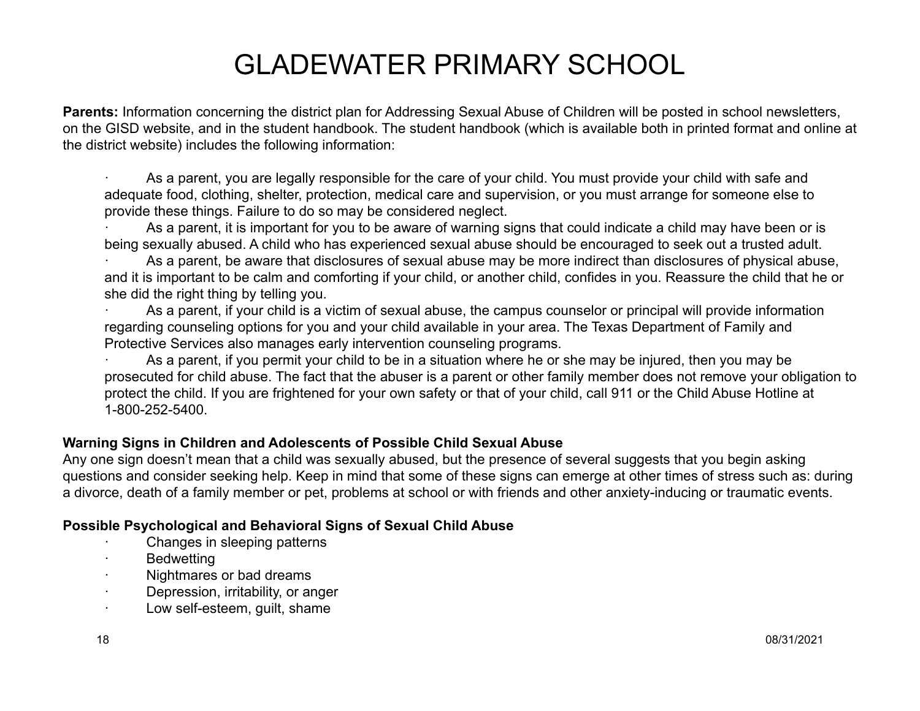# GLADEWATER PRIMARY SCHOOL

**Parents:** Information concerning the district plan for Addressing Sexual Abuse of Children will be posted in school newsletters, on the GISD website, and in the student handbook. The student handbook (which is available both in printed format and online at the district website) includes the following information:

- As a parent, you are legally responsible for the care of your child. You must provide your child with safe and adequate food, clothing, shelter, protection, medical care and supervision, or you must arrange for someone else to provide these things. Failure to do so may be considered neglect.
- As a parent, it is important for you to be aware of warning signs that could indicate a child may have been or is being sexually abused. A child who has experienced sexual abuse should be encouraged to seek out a trusted adult.
- As a parent, be aware that disclosures of sexual abuse may be more indirect than disclosures of physical abuse, and it is important to be calm and comforting if your child, or another child, confides in you. Reassure the child that he or she did the right thing by telling you.
- As a parent, if your child is a victim of sexual abuse, the campus counselor or principal will provide information regarding counseling options for you and your child available in your area. The Texas Department of Family and Protective Services also manages early intervention counseling programs.
- As a parent, if you permit your child to be in a situation where he or she may be injured, then you may be prosecuted for child abuse. The fact that the abuser is a parent or other family member does not remove your obligation to protect the child. If you are frightened for your own safety or that of your child, call 911 or the Child Abuse Hotline at 1-800-252-5400.

**Warning Signs in Children and Adolescents of Possible Child Sexual Abuse**
Any one sign doesn't mean that a child was sexually abused, but the presence of several suggests that you begin asking questions and consider seeking help. Keep in mind that some of these signs can emerge at other times of stress such as: during a divorce, death of a family member or pet, problems at school or with friends and other anxiety-inducing or traumatic events.

**Possible Psychological and Behavioral Signs of Sexual Child Abuse**

- Changes in sleeping patterns
- Bedwetting
- Nightmares or bad dreams
- Depression, irritability, or anger
- Low self-esteem, guilt, shame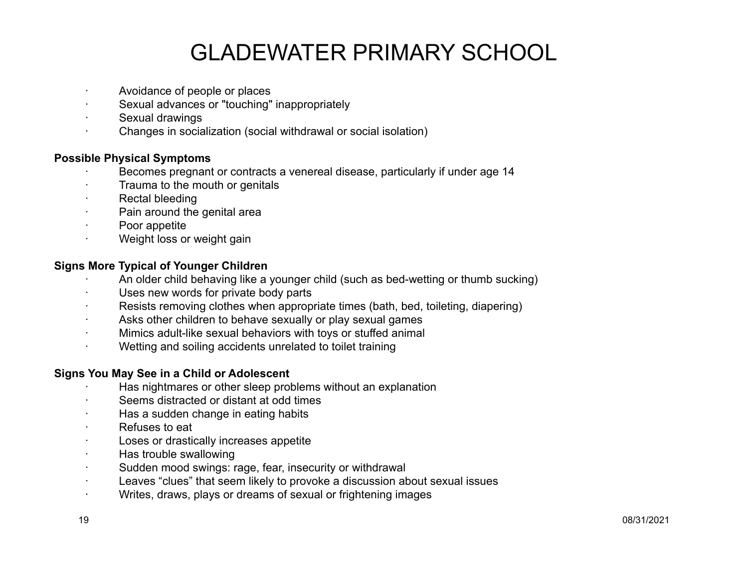- Avoidance of people or places
- Sexual advances or "touching" inappropriately
- Sexual drawings
- Changes in socialization (social withdrawal or social isolation)

**Possible Physical Symptoms**

- Becomes pregnant or contracts a venereal disease, particularly if under age 14
- Trauma to the mouth or genitals
- Rectal bleeding
- Pain around the genital area
- Poor appetite
- Weight loss or weight gain

**Signs More Typical of Younger Children**

- An older child behaving like a younger child (such as bed-wetting or thumb sucking)
- Uses new words for private body parts
- Resists removing clothes when appropriate times (bath, bed, toileting, diapering)
- Asks other children to behave sexually or play sexual games
- Mimics adult-like sexual behaviors with toys or stuffed animal
- Wetting and soiling accidents unrelated to toilet training

**Signs You May See in a Child or Adolescent**

- Has nightmares or other sleep problems without an explanation
- Seems distracted or distant at odd times
- Has a sudden change in eating habits
- Refuses to eat
- Loses or drastically increases appetite
- Has trouble swallowing
- Sudden mood swings: rage, fear, insecurity or withdrawal
- Leaves “clues” that seem likely to provoke a discussion about sexual issues
- Writes, draws, plays or dreams of sexual or frightening images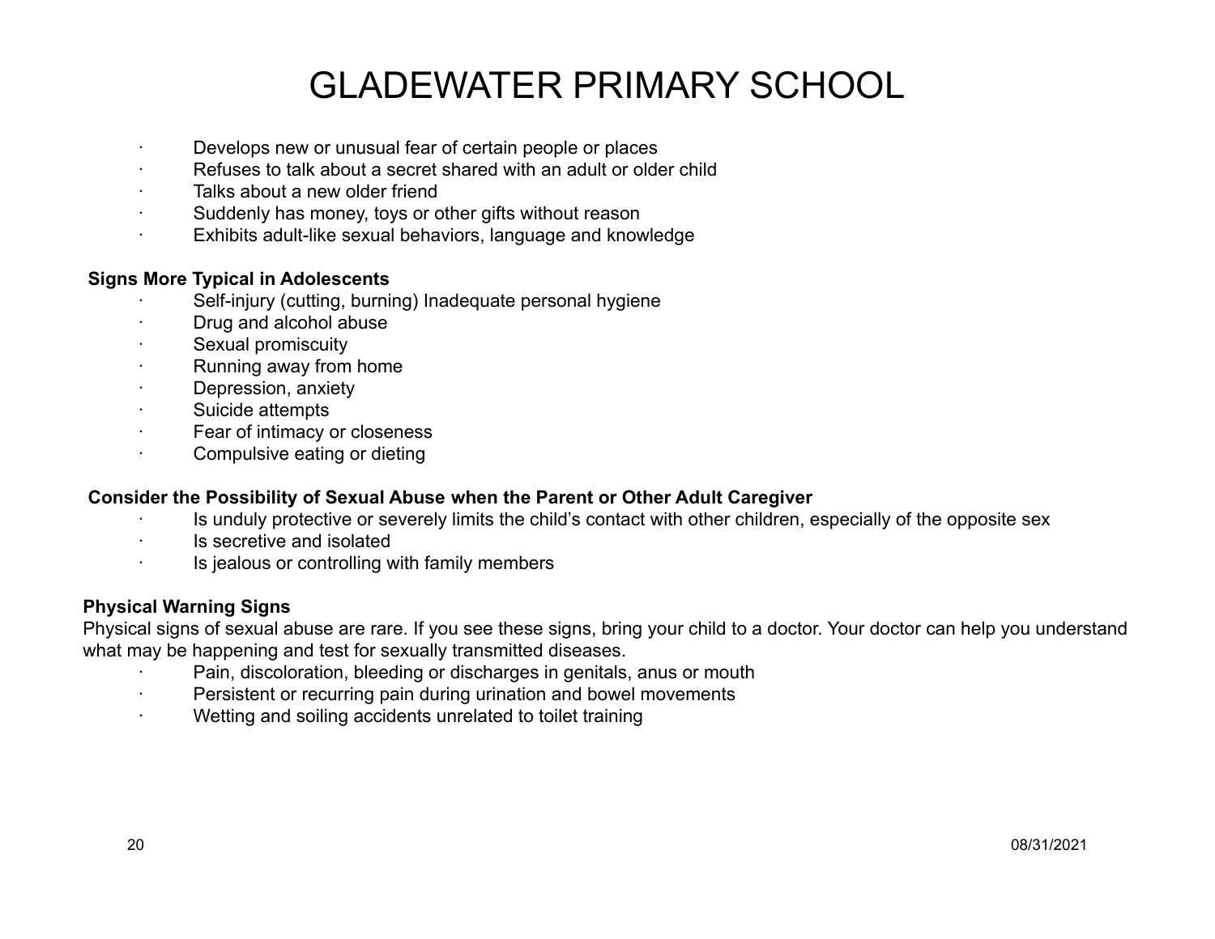- Develops new or unusual fear of certain people or places
- Refuses to talk about a secret shared with an adult or older child
- Talks about a new older friend
- Suddenly has money, toys or other gifts without reason
- Exhibits adult-like sexual behaviors, language and knowledge

**Signs More Typical in Adolescents**

- Self-injury (cutting, burning) Inadequate personal hygiene
- Drug and alcohol abuse
- Sexual promiscuity
- Running away from home
- Depression, anxiety
- Suicide attempts
- Fear of intimacy or closeness
- Compulsive eating or dieting

**Consider the Possibility of Sexual Abuse when the Parent or Other Adult Caregiver**

- Is unduly protective or severely limits the child's contact with other children, especially of the opposite sex
- Is secretive and isolated
- Is jealous or controlling with family members

**Physical Warning Signs**

Physical signs of sexual abuse are rare. If you see these signs, bring your child to a doctor. Your doctor can help you understand what may be happening and test for sexually transmitted diseases.

- Pain, discoloration, bleeding or discharges in genitals, anus or mouth
- Persistent or recurring pain during urination and bowel movements
- Wetting and soiling accidents unrelated to toilet training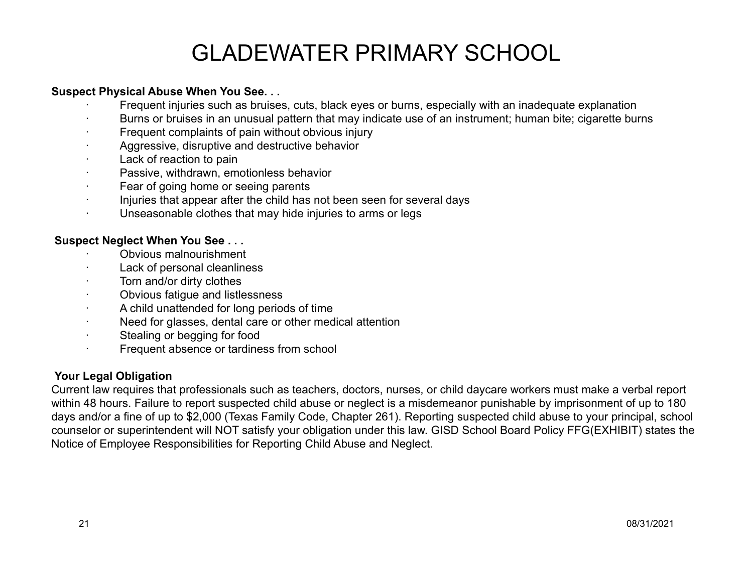# GLADEWATER PRIMARY SCHOOL

**Suspect Physical Abuse When You See. . .**

- Frequent injuries such as bruises, cuts, black eyes or burns, especially with an inadequate explanation
- Burns or bruises in an unusual pattern that may indicate use of an instrument; human bite; cigarette burns
- Frequent complaints of pain without obvious injury
- Aggressive, disruptive and destructive behavior
- Lack of reaction to pain
- Passive, withdrawn, emotionless behavior
- Fear of going home or seeing parents
- Injuries that appear after the child has not been seen for several days
- Unseasonable clothes that may hide injuries to arms or legs

**Suspect Neglect When You See . . .**

- Obvious malnourishment
- Lack of personal cleanliness
- Torn and/or dirty clothes
- Obvious fatigue and listlessness
- A child unattended for long periods of time
- Need for glasses, dental care or other medical attention
- Stealing or begging for food
- Frequent absence or tardiness from school

**Your Legal Obligation**

Current law requires that professionals such as teachers, doctors, nurses, or child daycare workers must make a verbal report within 48 hours. Failure to report suspected child abuse or neglect is a misdemeanor punishable by imprisonment of up to 180 days and/or a fine of up to $2,000 (Texas Family Code, Chapter 261). Reporting suspected child abuse to your principal, school counselor or superintendent will NOT satisfy your obligation under this law. GISD School Board Policy FFG(EXHIBIT) states the Notice of Employee Responsibilities for Reporting Child Abuse and Neglect.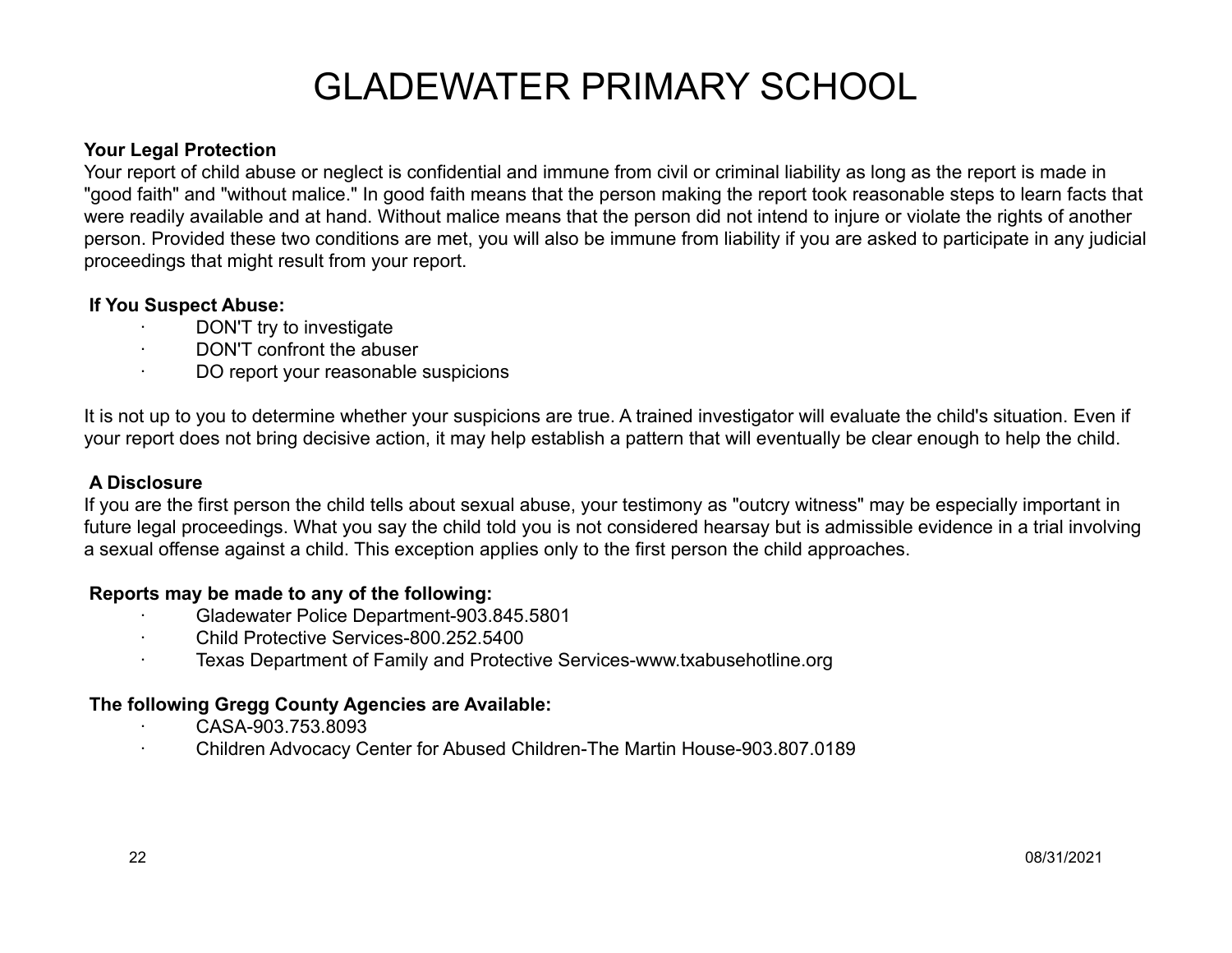# GLADEWATER PRIMARY SCHOOL

**Your Legal Protection**

Your report of child abuse or neglect is confidential and immune from civil or criminal liability as long as the report is made in "good faith" and "without malice." In good faith means that the person making the report took reasonable steps to learn facts that were readily available and at hand. Without malice means that the person did not intend to injure or violate the rights of another person. Provided these two conditions are met, you will also be immune from liability if you are asked to participate in any judicial proceedings that might result from your report.

**If You Suspect Abuse:**

- DON'T try to investigate
- DON'T confront the abuser
- DO report your reasonable suspicions

It is not up to you to determine whether your suspicions are true. A trained investigator will evaluate the child's situation. Even if your report does not bring decisive action, it may help establish a pattern that will eventually be clear enough to help the child.

**A Disclosure**

If you are the first person the child tells about sexual abuse, your testimony as "outcry witness" may be especially important in future legal proceedings. What you say the child told you is not considered hearsay but is admissible evidence in a trial involving a sexual offense against a child. This exception applies only to the first person the child approaches.

**Reports may be made to any of the following:**

- Gladewater Police Department-903.845.5801
- Child Protective Services-800.252.5400
- Texas Department of Family and Protective Services-www.txabusehotline.org

**The following Gregg County Agencies are Available:**

- CASA-903.753.8093
- Children Advocacy Center for Abused Children-The Martin House-903.807.0189

08/31/2021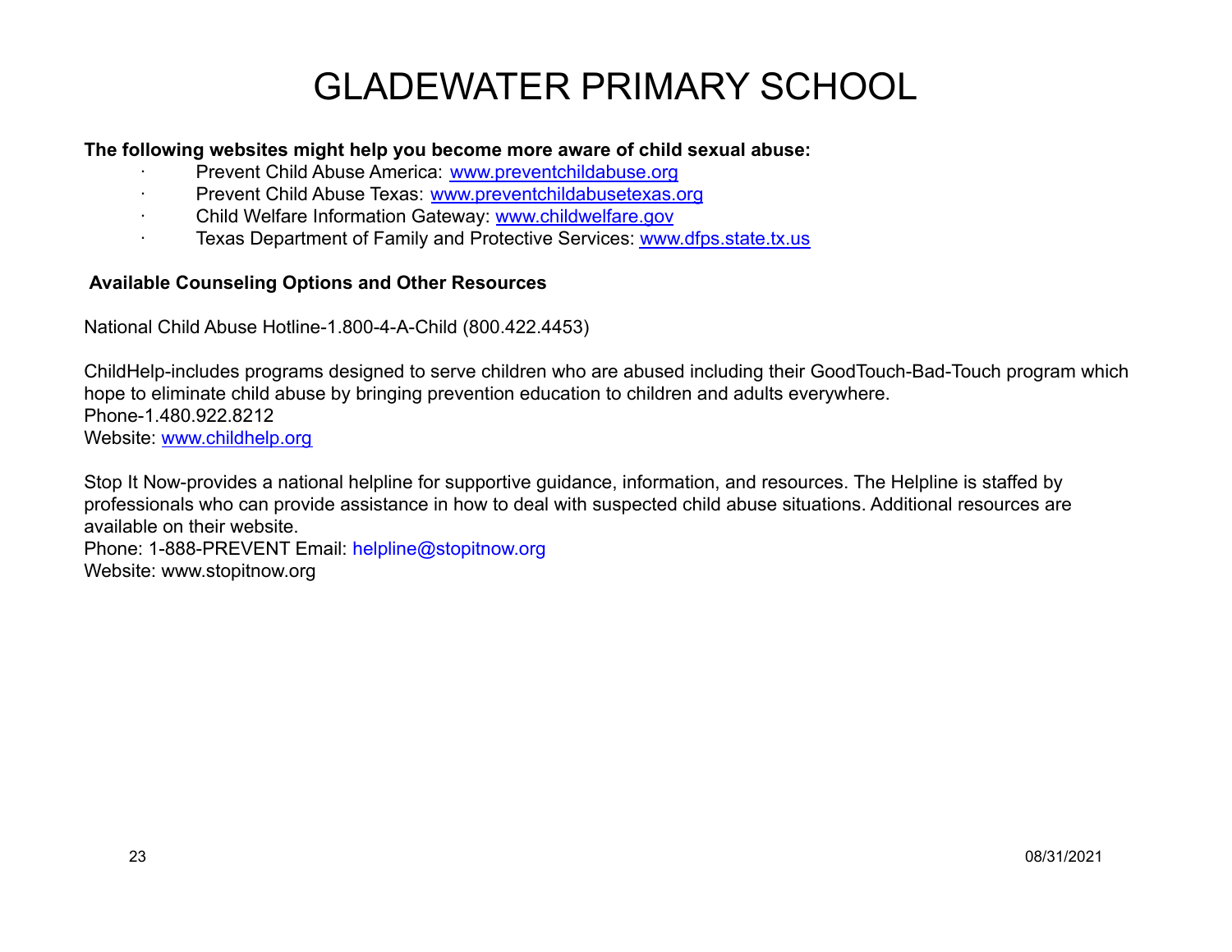# GLADEWATER PRIMARY SCHOOL

**The following websites might help you become more aware of child sexual abuse:**

- Prevent Child Abuse America: www.preventchildabuse.org
- Prevent Child Abuse Texas: www.preventchildabusetexas.org
- Child Welfare Information Gateway: www.childwelfare.gov
- Texas Department of Family and Protective Services: www.dfps.state.tx.us

**Available Counseling Options and Other Resources**

National Child Abuse Hotline-1.800-4-A-Child (800.422.4453)

ChildHelp-includes programs designed to serve children who are abused including their GoodTouch-Bad-Touch program which hope to eliminate child abuse by bringing prevention education to children and adults everywhere.
Phone-1.480.922.8212
Website: www.childhelp.org

Stop It Now-provides a national helpline for supportive guidance, information, and resources. The Helpline is staffed by professionals who can provide assistance in how to deal with suspected child abuse situations. Additional resources are available on their website.
Phone: 1-888-PREVENT Email: helpline@stopitnow.org
Website: www.stopitnow.org

08/31/2021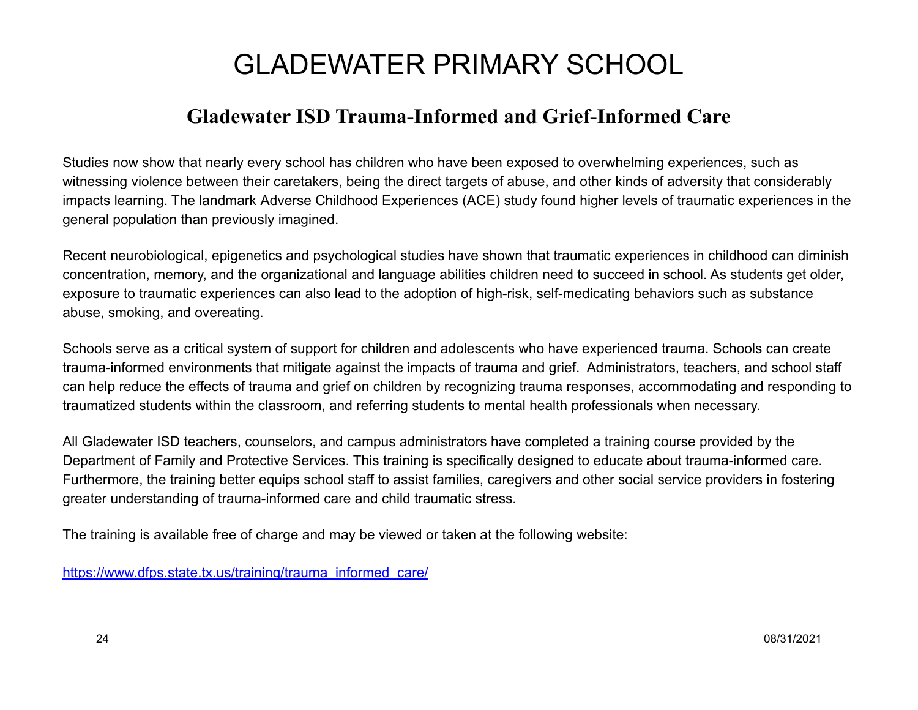# GLADEWATER PRIMARY SCHOOL

## Gladewater ISD Trauma-Informed and Grief-Informed Care

Studies now show that nearly every school has children who have been exposed to overwhelming experiences, such as witnessing violence between their caretakers, being the direct targets of abuse, and other kinds of adversity that considerably impacts learning. The landmark Adverse Childhood Experiences (ACE) study found higher levels of traumatic experiences in the general population than previously imagined.

Recent neurobiological, epigenetics and psychological studies have shown that traumatic experiences in childhood can diminish concentration, memory, and the organizational and language abilities children need to succeed in school. As students get older, exposure to traumatic experiences can also lead to the adoption of high-risk, self-medicating behaviors such as substance abuse, smoking, and overeating.

Schools serve as a critical system of support for children and adolescents who have experienced trauma. Schools can create trauma-informed environments that mitigate against the impacts of trauma and grief. Administrators, teachers, and school staff can help reduce the effects of trauma and grief on children by recognizing trauma responses, accommodating and responding to traumatized students within the classroom, and referring students to mental health professionals when necessary.

All Gladewater ISD teachers, counselors, and campus administrators have completed a training course provided by the Department of Family and Protective Services. This training is specifically designed to educate about trauma-informed care. Furthermore, the training better equips school staff to assist families, caregivers and other social service providers in fostering greater understanding of trauma-informed care and child traumatic stress.

The training is available free of charge and may be viewed or taken at the following website:

https://www.dfps.state.tx.us/training/trauma_informed_care/